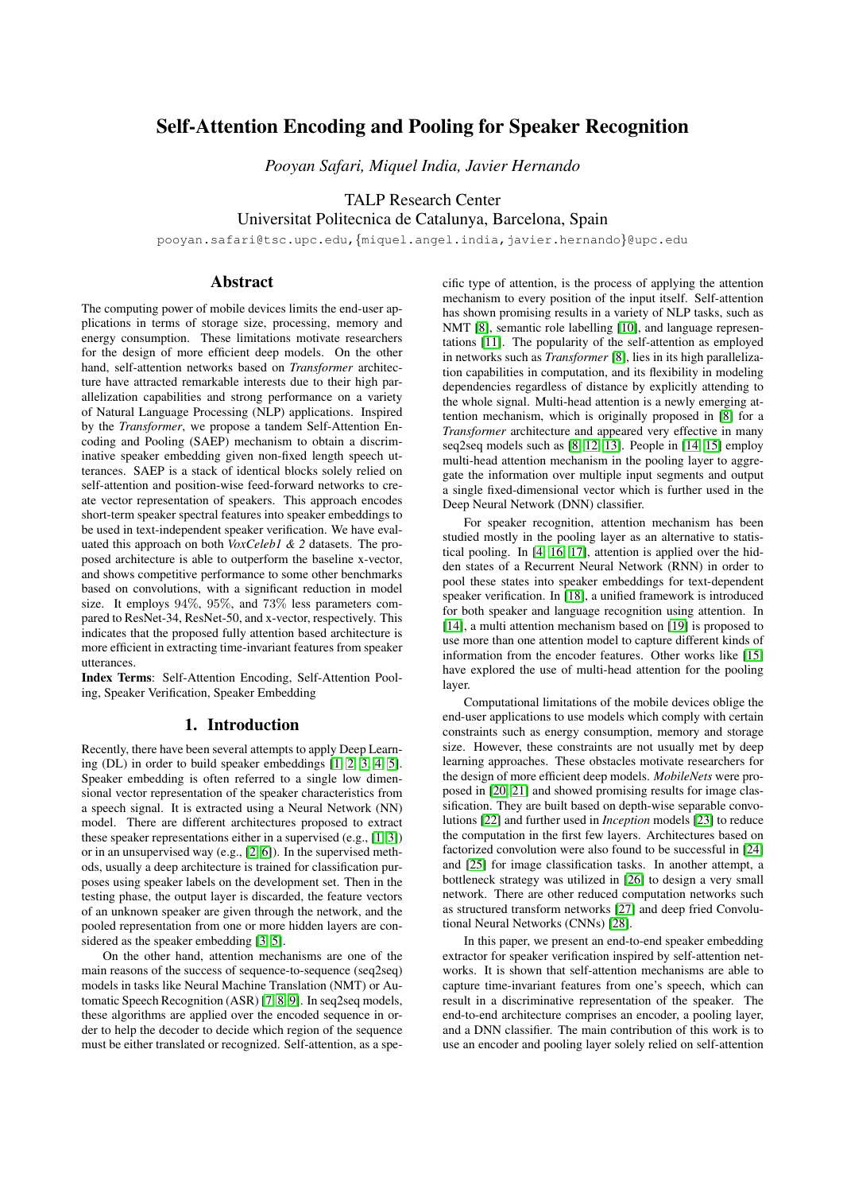# Self-Attention Encoding and Pooling for Speaker Recognition

*Pooyan Safari, Miquel India, Javier Hernando*

TALP Research Center
Universitat Politecnica de Catalunya, Barcelona, Spain

pooyan.safari@tsc.upc.edu, {miquel.angel.india, javier.hernando}@upc.edu

## Abstract

The computing power of mobile devices limits the end-user applications in terms of storage size, processing, memory and energy consumption. These limitations motivate researchers for the design of more efficient deep models. On the other hand, self-attention networks based on *Transformer* architecture have attracted remarkable interests due to their high parallelization capabilities and strong performance on a variety of Natural Language Processing (NLP) applications. Inspired by the *Transformer*, we propose a tandem Self-Attention Encoding and Pooling (SAEP) mechanism to obtain a discriminative speaker embedding given non-fixed length speech utterances. SAEP is a stack of identical blocks solely relied on self-attention and position-wise feed-forward networks to create vector representation of speakers. This approach encodes short-term speaker spectral features into speaker embeddings to be used in text-independent speaker verification. We have evaluated this approach on both *VoxCeleb1 & 2* datasets. The proposed architecture is able to outperform the baseline x-vector, and shows competitive performance to some other benchmarks based on convolutions, with a significant reduction in model size. It employs $94\%$, $95\%$, and $73\%$ less parameters compared to ResNet-34, ResNet-50, and x-vector, respectively. This indicates that the proposed fully attention based architecture is more efficient in extracting time-invariant features from speaker utterances.

**Index Terms**: Self-Attention Encoding, Self-Attention Pooling, Speaker Verification, Speaker Embedding

## 1. Introduction

Recently, there have been several attempts to apply Deep Learning (DL) in order to build speaker embeddings [1, 2, 3, 4, 5]. Speaker embedding is often referred to a single low dimensional vector representation of the speaker characteristics from a speech signal. It is extracted using a Neural Network (NN) model. There are different architectures proposed to extract these speaker representations either in a supervised (e.g., [1, 3]) or in an unsupervised way (e.g., [2, 6]). In the supervised methods, usually a deep architecture is trained for classification purposes using speaker labels on the development set. Then in the testing phase, the output layer is discarded, the feature vectors of an unknown speaker are given through the network, and the pooled representation from one or more hidden layers are considered as the speaker embedding [3, 5].

On the other hand, attention mechanisms are one of the main reasons of the success of sequence-to-sequence (seq2seq) models in tasks like Neural Machine Translation (NMT) or Automatic Speech Recognition (ASR) [7, 8, 9]. In seq2seq models, these algorithms are applied over the encoded sequence in order to help the decoder to decide which region of the sequence must be either translated or recognized. Self-attention, as a specific type of attention, is the process of applying the attention mechanism to every position of the input itself. Self-attention has shown promising results in a variety of NLP tasks, such as NMT [8], semantic role labelling [10], and language representations [11]. The popularity of the self-attention as employed in networks such as *Transformer* [8], lies in its high parallelization capabilities in computation, and its flexibility in modeling dependencies regardless of distance by explicitly attending to the whole signal. Multi-head attention is a newly emerging attention mechanism, which is originally proposed in [8] for a *Transformer* architecture and appeared very effective in many seq2seq models such as [8, 12, 13]. People in [14, 15] employ multi-head attention mechanism in the pooling layer to aggregate the information over multiple input segments and output a single fixed-dimensional vector which is further used in the Deep Neural Network (DNN) classifier.

For speaker recognition, attention mechanism has been studied mostly in the pooling layer as an alternative to statistical pooling. In [4, 16, 17], attention is applied over the hidden states of a Recurrent Neural Network (RNN) in order to pool these states into speaker embeddings for text-dependent speaker verification. In [18], a unified framework is introduced for both speaker and language recognition using attention. In [14], a multi attention mechanism based on [19] is proposed to use more than one attention model to capture different kinds of information from the encoder features. Other works like [15] have explored the use of multi-head attention for the pooling layer.

Computational limitations of the mobile devices oblige the end-user applications to use models which comply with certain constraints such as energy consumption, memory and storage size. However, these constraints are not usually met by deep learning approaches. These obstacles motivate researchers for the design of more efficient deep models. *MobileNets* were proposed in [20, 21] and showed promising results for image classification. They are built based on depth-wise separable convolutions [22] and further used in *Inception* models [23] to reduce the computation in the first few layers. Architectures based on factorized convolution were also found to be successful in [24] and [25] for image classification tasks. In another attempt, a bottleneck strategy was utilized in [26] to design a very small network. There are other reduced computation networks such as structured transform networks [27] and deep fried Convolutional Neural Networks (CNNs) [28].

In this paper, we present an end-to-end speaker embedding extractor for speaker verification inspired by self-attention networks. It is shown that self-attention mechanisms are able to capture time-invariant features from one's speech, which can result in a discriminative representation of the speaker. The end-to-end architecture comprises an encoder, a pooling layer, and a DNN classifier. The main contribution of this work is to use an encoder and pooling layer solely relied on self-attention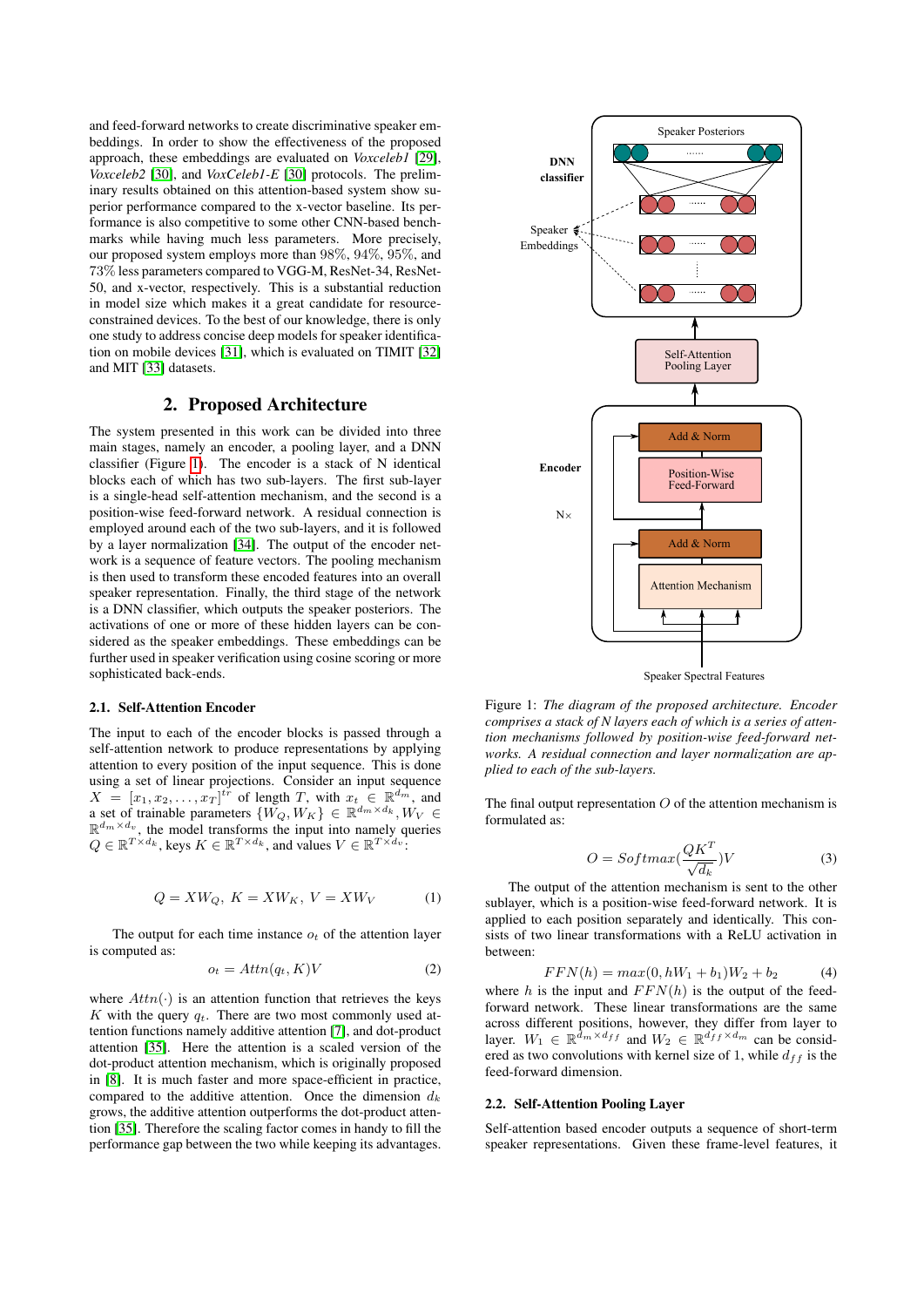and feed-forward networks to create discriminative speaker embeddings. In order to show the effectiveness of the proposed approach, these embeddings are evaluated on *Voxceleb1* [29], *Voxceleb2* [30], and *VoxCeleb1-E* [30] protocols. The preliminary results obtained on this attention-based system show superior performance compared to the x-vector baseline. Its performance is also competitive to some other CNN-based benchmarks while having much less parameters. More precisely, our proposed system employs more than 98%, 94%, 95%, and 73% less parameters compared to VGG-M, ResNet-34, ResNet-50, and x-vector, respectively. This is a substantial reduction in model size which makes it a great candidate for resource-constrained devices. To the best of our knowledge, there is only one study to address concise deep models for speaker identification on mobile devices [31], which is evaluated on TIMIT [32] and MIT [33] datasets.

## 2. Proposed Architecture

The system presented in this work can be divided into three main stages, namely an encoder, a pooling layer, and a DNN classifier (Figure 1). The encoder is a stack of N identical blocks each of which has two sub-layers. The first sub-layer is a single-head self-attention mechanism, and the second is a position-wise feed-forward network. A residual connection is employed around each of the two sub-layers, and it is followed by a layer normalization [34]. The output of the encoder network is a sequence of feature vectors. The pooling mechanism is then used to transform these encoded features into an overall speaker representation. Finally, the third stage of the network is a DNN classifier, which outputs the speaker posteriors. The activations of one or more of these hidden layers can be considered as the speaker embeddings. These embeddings can be further used in speaker verification using cosine scoring or more sophisticated back-ends.

### 2.1. Self-Attention Encoder

The input to each of the encoder blocks is passed through a self-attention network to produce representations by applying attention to every position of the input sequence. This is done using a set of linear projections. Consider an input sequence $X = [x_1, x_2, \ldots, x_T]^{tr}$ of length $T$, with $x_t \in \mathbb{R}^{d_m}$, and a set of trainable parameters $\{W_Q, W_K\} \in \mathbb{R}^{d_m \times d_k}, W_V \in \mathbb{R}^{d_m \times d_v}$, the model transforms the input into namely queries $Q \in \mathbb{R}^{T \times d_k}$, keys $K \in \mathbb{R}^{T \times d_k}$, and values $V \in \mathbb{R}^{T \times d_v}$:

$$Q = XW_Q,\ K = XW_K,\ V = XW_V \tag{1}$$

The output for each time instance $o_t$ of the attention layer is computed as:

$$o_t = Attn(q_t, K)V \tag{2}$$

where $Attn(\cdot)$ is an attention function that retrieves the keys $K$ with the query $q_t$. There are two most commonly used attention functions namely additive attention [7], and dot-product attention [35]. Here the attention is a scaled version of the dot-product attention mechanism, which is originally proposed in [8]. It is much faster and more space-efficient in practice, compared to the additive attention. Once the dimension $d_k$ grows, the additive attention outperforms the dot-product attention [35]. Therefore the scaling factor comes in handy to fill the performance gap between the two while keeping its advantages.

Figure 1: *The diagram of the proposed architecture. Encoder comprises a stack of N layers each of which is a series of attention mechanisms followed by position-wise feed-forward networks. A residual connection and layer normalization are applied to each of the sub-layers.*

The final output representation $O$ of the attention mechanism is formulated as:

$$O = Softmax(\frac{QK^T}{\sqrt{d_k}})V \tag{3}$$

The output of the attention mechanism is sent to the other sublayer, which is a position-wise feed-forward network. It is applied to each position separately and identically. This consists of two linear transformations with a ReLU activation in between:

$$FFN(h) = max(0, hW_1 + b_1)W_2 + b_2 \tag{4}$$

where $h$ is the input and $FFN(h)$ is the output of the feed-forward network. These linear transformations are the same across different positions, however, they differ from layer to layer. $W_1 \in \mathbb{R}^{d_m \times d_{ff}}$ and $W_2 \in \mathbb{R}^{d_{ff} \times d_m}$ can be considered as two convolutions with kernel size of 1, while $d_{ff}$ is the feed-forward dimension.

### 2.2. Self-Attention Pooling Layer

Self-attention based encoder outputs a sequence of short-term speaker representations. Given these frame-level features, it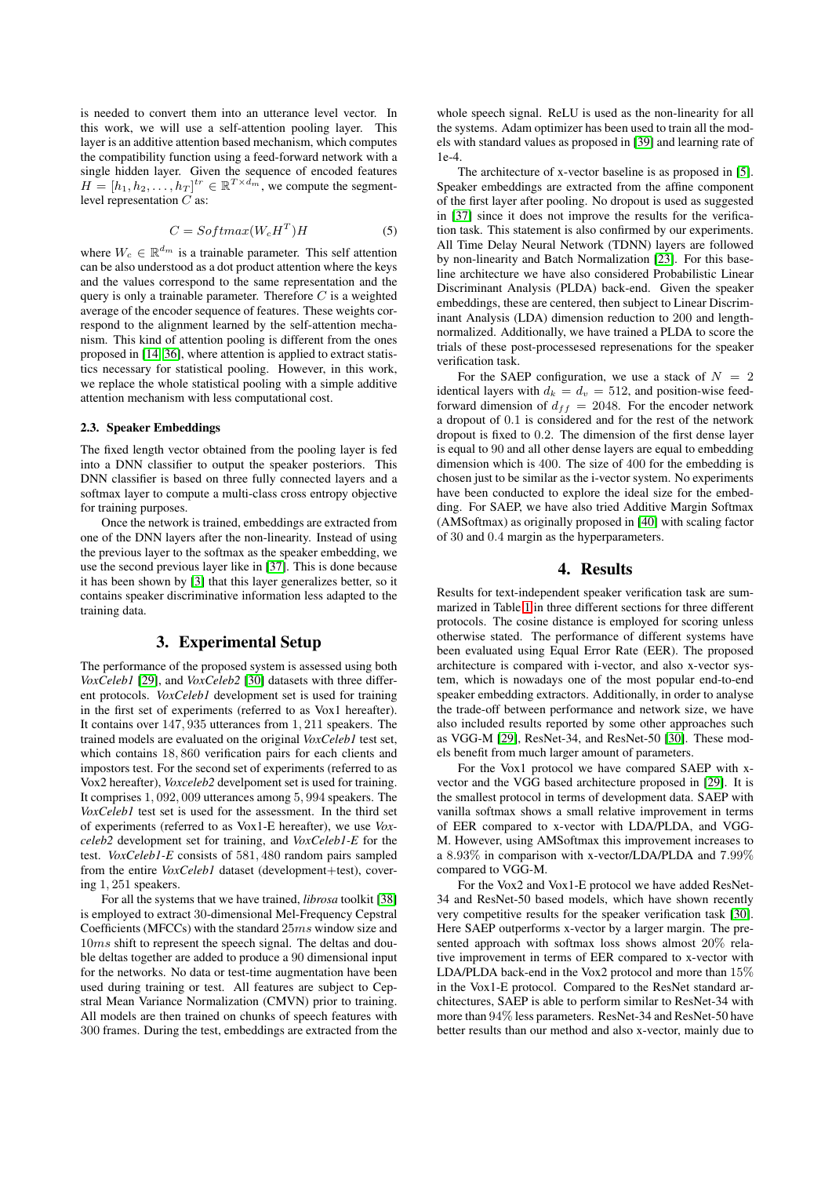is needed to convert them into an utterance level vector. In this work, we will use a self-attention pooling layer. This layer is an additive attention based mechanism, which computes the compatibility function using a feed-forward network with a single hidden layer. Given the sequence of encoded features $H = [h_1, h_2, \ldots, h_T]^{tr} \in \mathbb{R}^{T \times d_m}$, we compute the segment-level representation $C$ as:

$$C = Softmax(W_c H^T) H \tag{5}$$

where $W_c \in \mathbb{R}^{d_m}$ is a trainable parameter. This self attention can be also understood as a dot product attention where the keys and the values correspond to the same representation and the query is only a trainable parameter. Therefore $C$ is a weighted average of the encoder sequence of features. These weights correspond to the alignment learned by the self-attention mechanism. This kind of attention pooling is different from the ones proposed in [14, 36], where attention is applied to extract statistics necessary for statistical pooling. However, in this work, we replace the whole statistical pooling with a simple additive attention mechanism with less computational cost.

### 2.3. Speaker Embeddings

The fixed length vector obtained from the pooling layer is fed into a DNN classifier to output the speaker posteriors. This DNN classifier is based on three fully connected layers and a softmax layer to compute a multi-class cross entropy objective for training purposes.

Once the network is trained, embeddings are extracted from one of the DNN layers after the non-linearity. Instead of using the previous layer to the softmax as the speaker embedding, we use the second previous layer like in [37]. This is done because it has been shown by [3] that this layer generalizes better, so it contains speaker discriminative information less adapted to the training data.

## 3. Experimental Setup

The performance of the proposed system is assessed using both *VoxCeleb1* [29], and *VoxCeleb2* [30] datasets with three different protocols. *VoxCeleb1* development set is used for training in the first set of experiments (referred to as Vox1 hereafter). It contains over $147,935$ utterances from $1,211$ speakers. The trained models are evaluated on the original *VoxCeleb1* test set, which contains $18,860$ verification pairs for each clients and impostors test. For the second set of experiments (referred to as Vox2 hereafter), *Voxceleb2* develpoment set is used for training. It comprises $1,092,009$ utterances among $5,994$ speakers. The *VoxCeleb1* test set is used for the assessment. In the third set of experiments (referred to as Vox1-E hereafter), we use *Voxceleb2* development set for training, and *VoxCeleb1-E* for the test. *VoxCeleb1-E* consists of $581,480$ random pairs sampled from the entire *VoxCeleb1* dataset (development+test), covering $1,251$ speakers.

For all the systems that we have trained, *librosa* toolkit [38] is employed to extract 30-dimensional Mel-Frequency Cepstral Coefficients (MFCCs) with the standard $25ms$ window size and $10ms$ shift to represent the speech signal. The deltas and double deltas together are added to produce a 90 dimensional input for the networks. No data or test-time augmentation have been used during training or test. All features are subject to Cepstral Mean Variance Normalization (CMVN) prior to training. All models are then trained on chunks of speech features with 300 frames. During the test, embeddings are extracted from the whole speech signal. ReLU is used as the non-linearity for all the systems. Adam optimizer has been used to train all the models with standard values as proposed in [39] and learning rate of 1e-4.

The architecture of x-vector baseline is as proposed in [5]. Speaker embeddings are extracted from the affine component of the first layer after pooling. No dropout is used as suggested in [37] since it does not improve the results for the verification task. This statement is also confirmed by our experiments. All Time Delay Neural Network (TDNN) layers are followed by non-linearity and Batch Normalization [23]. For this baseline architecture we have also considered Probabilistic Linear Discriminant Analysis (PLDA) back-end. Given the speaker embeddings, these are centered, then subject to Linear Discriminant Analysis (LDA) dimension reduction to 200 and length-normalized. Additionally, we have trained a PLDA to score the trials of these post-processesed represenations for the speaker verification task.

For the SAEP configuration, we use a stack of $N = 2$ identical layers with $d_k = d_v = 512$, and position-wise feed-forward dimension of $d_{ff} = 2048$. For the encoder network a dropout of $0.1$ is considered and for the rest of the network dropout is fixed to $0.2$. The dimension of the first dense layer is equal to 90 and all other dense layers are equal to embedding dimension which is 400. The size of 400 for the embedding is chosen just to be similar as the i-vector system. No experiments have been conducted to explore the ideal size for the embedding. For SAEP, we have also tried Additive Margin Softmax (AMSoftmax) as originally proposed in [40] with scaling factor of 30 and $0.4$ margin as the hyperparameters.

## 4. Results

Results for text-independent speaker verification task are summarized in Table 1 in three different sections for three different protocols. The cosine distance is employed for scoring unless otherwise stated. The performance of different systems have been evaluated using Equal Error Rate (EER). The proposed architecture is compared with i-vector, and also x-vector system, which is nowadays one of the most popular end-to-end speaker embedding extractors. Additionally, in order to analyse the trade-off between performance and network size, we have also included results reported by some other approaches such as VGG-M [29], ResNet-34, and ResNet-50 [30]. These models benefit from much larger amount of parameters.

For the Vox1 protocol we have compared SAEP with x-vector and the VGG based architecture proposed in [29]. It is the smallest protocol in terms of development data. SAEP with vanilla softmax shows a small relative improvement in terms of EER compared to x-vector with LDA/PLDA, and VGG-M. However, using AMSoftmax this improvement increases to a $8.93\%$ in comparison with x-vector/LDA/PLDA and $7.99\%$ compared to VGG-M.

For the Vox2 and Vox1-E protocol we have added ResNet-34 and ResNet-50 based models, which have shown recently very competitive results for the speaker verification task [30]. Here SAEP outperforms x-vector by a larger margin. The presented approach with softmax loss shows almost $20\%$ relative improvement in terms of EER compared to x-vector with LDA/PLDA back-end in the Vox2 protocol and more than $15\%$ in the Vox1-E protocol. Compared to the ResNet standard architectures, SAEP is able to perform similar to ResNet-34 with more than $94\%$ less parameters. ResNet-34 and ResNet-50 have better results than our method and also x-vector, mainly due to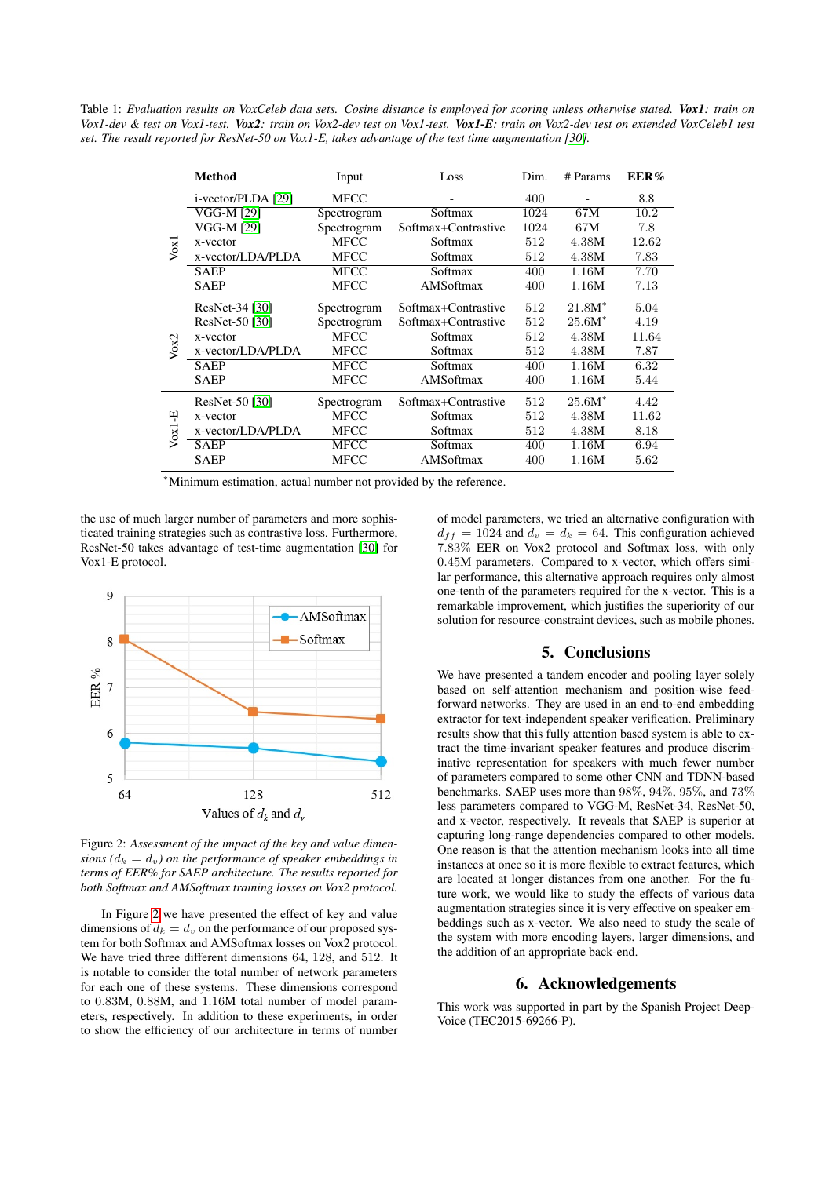Table 1: *Evaluation results on VoxCeleb data sets. Cosine distance is employed for scoring unless otherwise stated.* ***Vox1****: train on Vox1-dev & test on Vox1-test.* ***Vox2****: train on Vox2-dev test on Vox1-test.* ***Vox1-E****: train on Vox2-dev test on extended VoxCeleb1 test set. The result reported for ResNet-50 on Vox1-E, takes advantage of the test time augmentation [30].*

| | Method | Input | Loss | Dim. | # Params | EER% |
|---|---|---|---|---|---|---|
| Vox1 | i-vector/PLDA [29] | MFCC | - | 400 | - | 8.8 |
| | VGG-M [29] | Spectrogram | Softmax | 1024 | 67M | 10.2 |
| | VGG-M [29] | Spectrogram | Softmax+Contrastive | 1024 | 67M | 7.8 |
| | x-vector | MFCC | Softmax | 512 | 4.38M | 12.62 |
| | x-vector/LDA/PLDA | MFCC | Softmax | 512 | 4.38M | 7.83 |
| | SAEP | MFCC | Softmax | 400 | 1.16M | 7.70 |
| | SAEP | MFCC | AMSoftmax | 400 | 1.16M | 7.13 |
| Vox2 | ResNet-34 [30] | Spectrogram | Softmax+Contrastive | 512 | 21.8M* | 5.04 |
| | ResNet-50 [30] | Spectrogram | Softmax+Contrastive | 512 | 25.6M* | 4.19 |
| | x-vector | MFCC | Softmax | 512 | 4.38M | 11.64 |
| | x-vector/LDA/PLDA | MFCC | Softmax | 512 | 4.38M | 7.87 |
| | SAEP | MFCC | Softmax | 400 | 1.16M | 6.32 |
| | SAEP | MFCC | AMSoftmax | 400 | 1.16M | 5.44 |
| Vox1-E | ResNet-50 [30] | Spectrogram | Softmax+Contrastive | 512 | 25.6M* | 4.42 |
| | x-vector | MFCC | Softmax | 512 | 4.38M | 11.62 |
| | x-vector/LDA/PLDA | MFCC | Softmax | 512 | 4.38M | 8.18 |
| | SAEP | MFCC | Softmax | 400 | 1.16M | 6.94 |
| | SAEP | MFCC | AMSoftmax | 400 | 1.16M | 5.62 |

*Minimum estimation, actual number not provided by the reference.

the use of much larger number of parameters and more sophisticated training strategies such as contrastive loss. Furthermore, ResNet-50 takes advantage of test-time augmentation [30] for Vox1-E protocol.

Figure 2: *Assessment of the impact of the key and value dimensions ($d_k = d_v$) on the performance of speaker embeddings in terms of EER% for SAEP architecture. The results reported for both Softmax and AMSoftmax training losses on Vox2 protocol.*

In Figure 2 we have presented the effect of key and value dimensions of $d_k = d_v$ on the performance of our proposed system for both Softmax and AMSoftmax losses on Vox2 protocol. We have tried three different dimensions 64, 128, and 512. It is notable to consider the total number of network parameters for each one of these systems. These dimensions correspond to 0.83M, 0.88M, and 1.16M total number of model parameters, respectively. In addition to these experiments, in order to show the efficiency of our architecture in terms of number of model parameters, we tried an alternative configuration with $d_{ff} = 1024$ and $d_v = d_k = 64$. This configuration achieved 7.83% EER on Vox2 protocol and Softmax loss, with only 0.45M parameters. Compared to x-vector, which offers similar performance, this alternative approach requires only almost one-tenth of the parameters required for the x-vector. This is a remarkable improvement, which justifies the superiority of our solution for resource-constraint devices, such as mobile phones.

## 5. Conclusions

We have presented a tandem encoder and pooling layer solely based on self-attention mechanism and position-wise feed-forward networks. They are used in an end-to-end embedding extractor for text-independent speaker verification. Preliminary results show that this fully attention based system is able to extract the time-invariant speaker features and produce discriminative representation for speakers with much fewer number of parameters compared to some other CNN and TDNN-based benchmarks. SAEP uses more than 98%, 94%, 95%, and 73% less parameters compared to VGG-M, ResNet-34, ResNet-50, and x-vector, respectively. It reveals that SAEP is superior at capturing long-range dependencies compared to other models. One reason is that the attention mechanism looks into all time instances at once so it is more flexible to extract features, which are located at longer distances from one another. For the future work, we would like to study the effects of various data augmentation strategies since it is very effective on speaker embeddings such as x-vector. We also need to study the scale of the system with more encoding layers, larger dimensions, and the addition of an appropriate back-end.

## 6. Acknowledgements

This work was supported in part by the Spanish Project DeepVoice (TEC2015-69266-P).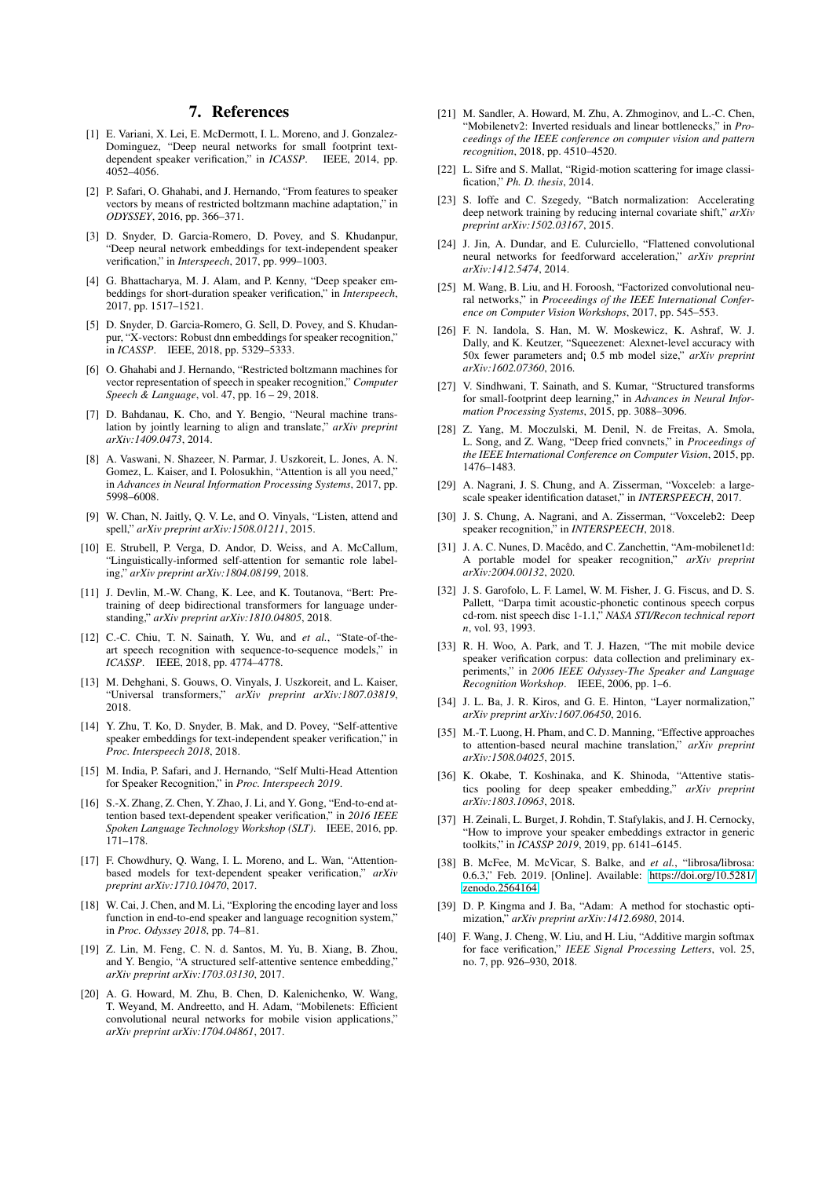## 7. References

[1] E. Variani, X. Lei, E. McDermott, I. L. Moreno, and J. Gonzalez-Dominguez, "Deep neural networks for small footprint text-dependent speaker verification," in *ICASSP*. IEEE, 2014, pp. 4052–4056.

[2] P. Safari, O. Ghahabi, and J. Hernando, "From features to speaker vectors by means of restricted boltzmann machine adaptation," in *ODYSSEY*, 2016, pp. 366–371.

[3] D. Snyder, D. Garcia-Romero, D. Povey, and S. Khudanpur, "Deep neural network embeddings for text-independent speaker verification," in *Interspeech*, 2017, pp. 999–1003.

[4] G. Bhattacharya, M. J. Alam, and P. Kenny, "Deep speaker embeddings for short-duration speaker verification," in *Interspeech*, 2017, pp. 1517–1521.

[5] D. Snyder, D. Garcia-Romero, G. Sell, D. Povey, and S. Khudanpur, "X-vectors: Robust dnn embeddings for speaker recognition," in *ICASSP*. IEEE, 2018, pp. 5329–5333.

[6] O. Ghahabi and J. Hernando, "Restricted boltzmann machines for vector representation of speech in speaker recognition," *Computer Speech & Language*, vol. 47, pp. 16 – 29, 2018.

[7] D. Bahdanau, K. Cho, and Y. Bengio, "Neural machine translation by jointly learning to align and translate," *arXiv preprint arXiv:1409.0473*, 2014.

[8] A. Vaswani, N. Shazeer, N. Parmar, J. Uszkoreit, L. Jones, A. N. Gomez, L. Kaiser, and I. Polosukhin, "Attention is all you need," in *Advances in Neural Information Processing Systems*, 2017, pp. 5998–6008.

[9] W. Chan, N. Jaitly, Q. V. Le, and O. Vinyals, "Listen, attend and spell," *arXiv preprint arXiv:1508.01211*, 2015.

[10] E. Strubell, P. Verga, D. Andor, D. Weiss, and A. McCallum, "Linguistically-informed self-attention for semantic role labeling," *arXiv preprint arXiv:1804.08199*, 2018.

[11] J. Devlin, M.-W. Chang, K. Lee, and K. Toutanova, "Bert: Pre-training of deep bidirectional transformers for language understanding," *arXiv preprint arXiv:1810.04805*, 2018.

[12] C.-C. Chiu, T. N. Sainath, Y. Wu, and *et al.*, "State-of-the-art speech recognition with sequence-to-sequence models," in *ICASSP*. IEEE, 2018, pp. 4774–4778.

[13] M. Dehghani, S. Gouws, O. Vinyals, J. Uszkoreit, and L. Kaiser, "Universal transformers," *arXiv preprint arXiv:1807.03819*, 2018.

[14] Y. Zhu, T. Ko, D. Snyder, B. Mak, and D. Povey, "Self-attentive speaker embeddings for text-independent speaker verification," in *Proc. Interspeech 2018*, 2018.

[15] M. India, P. Safari, and J. Hernando, "Self Multi-Head Attention for Speaker Recognition," in *Proc. Interspeech 2019*.

[16] S.-X. Zhang, Z. Chen, Y. Zhao, J. Li, and Y. Gong, "End-to-end attention based text-dependent speaker verification," in *2016 IEEE Spoken Language Technology Workshop (SLT)*. IEEE, 2016, pp. 171–178.

[17] F. Chowdhury, Q. Wang, I. L. Moreno, and L. Wan, "Attention-based models for text-dependent speaker verification," *arXiv preprint arXiv:1710.10470*, 2017.

[18] W. Cai, J. Chen, and M. Li, "Exploring the encoding layer and loss function in end-to-end speaker and language recognition system," in *Proc. Odyssey 2018*, pp. 74–81.

[19] Z. Lin, M. Feng, C. N. d. Santos, M. Yu, B. Xiang, B. Zhou, and Y. Bengio, "A structured self-attentive sentence embedding," *arXiv preprint arXiv:1703.03130*, 2017.

[20] A. G. Howard, M. Zhu, B. Chen, D. Kalenichenko, W. Wang, T. Weyand, M. Andreetto, and H. Adam, "Mobilenets: Efficient convolutional neural networks for mobile vision applications," *arXiv preprint arXiv:1704.04861*, 2017.

[21] M. Sandler, A. Howard, M. Zhu, A. Zhmoginov, and L.-C. Chen, "Mobilenetv2: Inverted residuals and linear bottlenecks," in *Proceedings of the IEEE conference on computer vision and pattern recognition*, 2018, pp. 4510–4520.

[22] L. Sifre and S. Mallat, "Rigid-motion scattering for image classification," *Ph. D. thesis*, 2014.

[23] S. Ioffe and C. Szegedy, "Batch normalization: Accelerating deep network training by reducing internal covariate shift," *arXiv preprint arXiv:1502.03167*, 2015.

[24] J. Jin, A. Dundar, and E. Culurciello, "Flattened convolutional neural networks for feedforward acceleration," *arXiv preprint arXiv:1412.5474*, 2014.

[25] M. Wang, B. Liu, and H. Foroosh, "Factorized convolutional neural networks," in *Proceedings of the IEEE International Conference on Computer Vision Workshops*, 2017, pp. 545–553.

[26] F. N. Iandola, S. Han, M. W. Moskewicz, K. Ashraf, W. J. Dally, and K. Keutzer, "Squeezenet: Alexnet-level accuracy with 50x fewer parameters and¡ 0.5 mb model size," *arXiv preprint arXiv:1602.07360*, 2016.

[27] V. Sindhwani, T. Sainath, and S. Kumar, "Structured transforms for small-footprint deep learning," in *Advances in Neural Information Processing Systems*, 2015, pp. 3088–3096.

[28] Z. Yang, M. Moczulski, M. Denil, N. de Freitas, A. Smola, L. Song, and Z. Wang, "Deep fried convnets," in *Proceedings of the IEEE International Conference on Computer Vision*, 2015, pp. 1476–1483.

[29] A. Nagrani, J. S. Chung, and A. Zisserman, "Voxceleb: a large-scale speaker identification dataset," in *INTERSPEECH*, 2017.

[30] J. S. Chung, A. Nagrani, and A. Zisserman, "Voxceleb2: Deep speaker recognition," in *INTERSPEECH*, 2018.

[31] J. A. C. Nunes, D. Macêdo, and C. Zanchettin, "Am-mobilenet1d: A portable model for speaker recognition," *arXiv preprint arXiv:2004.00132*, 2020.

[32] J. S. Garofolo, L. F. Lamel, W. M. Fisher, J. G. Fiscus, and D. S. Pallett, "Darpa timit acoustic-phonetic continous speech corpus cd-rom. nist speech disc 1-1.1," *NASA STI/Recon technical report n*, vol. 93, 1993.

[33] R. H. Woo, A. Park, and T. J. Hazen, "The mit mobile device speaker verification corpus: data collection and preliminary experiments," in *2006 IEEE Odyssey-The Speaker and Language Recognition Workshop*. IEEE, 2006, pp. 1–6.

[34] J. L. Ba, J. R. Kiros, and G. E. Hinton, "Layer normalization," *arXiv preprint arXiv:1607.06450*, 2016.

[35] M.-T. Luong, H. Pham, and C. D. Manning, "Effective approaches to attention-based neural machine translation," *arXiv preprint arXiv:1508.04025*, 2015.

[36] K. Okabe, T. Koshinaka, and K. Shinoda, "Attentive statistics pooling for deep speaker embedding," *arXiv preprint arXiv:1803.10963*, 2018.

[37] H. Zeinali, L. Burget, J. Rohdin, T. Stafylakis, and J. H. Cernocky, "How to improve your speaker embeddings extractor in generic toolkits," in *ICASSP 2019*, 2019, pp. 6141–6145.

[38] B. McFee, M. McVicar, S. Balke, and *et al.*, "librosa/librosa: 0.6.3," Feb. 2019. [Online]. Available: https://doi.org/10.5281/zenodo.2564164

[39] D. P. Kingma and J. Ba, "Adam: A method for stochastic optimization," *arXiv preprint arXiv:1412.6980*, 2014.

[40] F. Wang, J. Cheng, W. Liu, and H. Liu, "Additive margin softmax for face verification," *IEEE Signal Processing Letters*, vol. 25, no. 7, pp. 926–930, 2018.